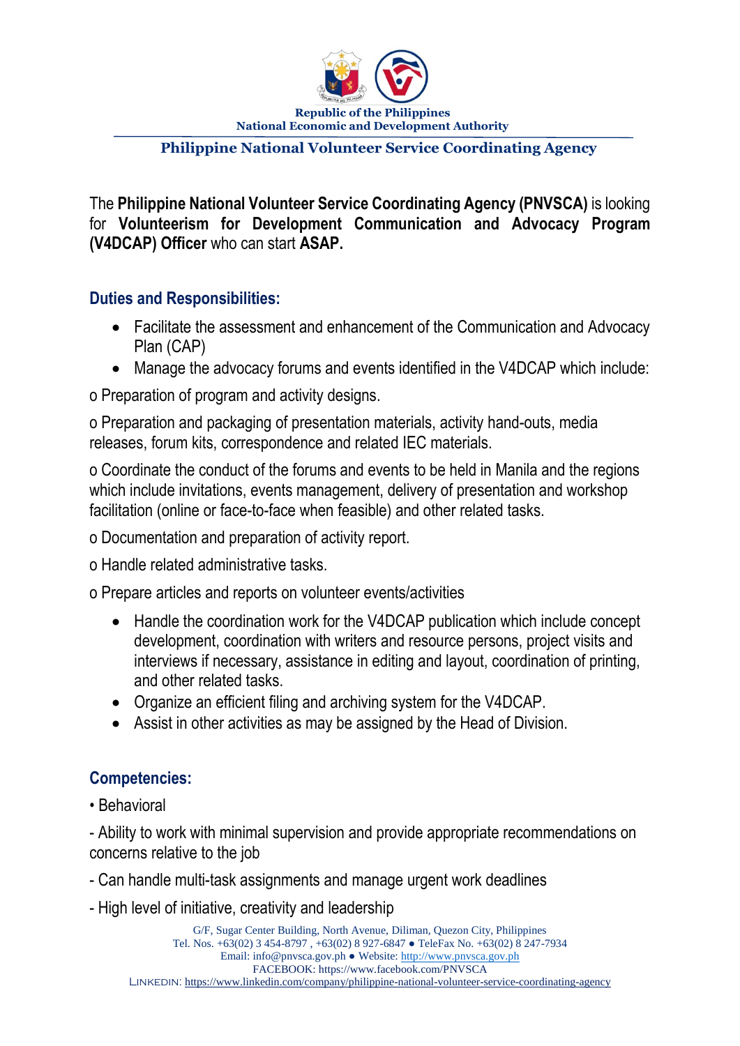Republic of the Philippines
National Economic and Development Authority

**Philippine National Volunteer Service Coordinating Agency**

The **Philippine National Volunteer Service Coordinating Agency (PNVSCA)** is looking for **Volunteerism for Development Communication and Advocacy Program (V4DCAP) Officer** who can start **ASAP.**

## Duties and Responsibilities:

- Facilitate the assessment and enhancement of the Communication and Advocacy Plan (CAP)
- Manage the advocacy forums and events identified in the V4DCAP which include:

o Preparation of program and activity designs.

o Preparation and packaging of presentation materials, activity hand-outs, media releases, forum kits, correspondence and related IEC materials.

o Coordinate the conduct of the forums and events to be held in Manila and the regions which include invitations, events management, delivery of presentation and workshop facilitation (online or face-to-face when feasible) and other related tasks.

o Documentation and preparation of activity report.

o Handle related administrative tasks.

o Prepare articles and reports on volunteer events/activities

- Handle the coordination work for the V4DCAP publication which include concept development, coordination with writers and resource persons, project visits and interviews if necessary, assistance in editing and layout, coordination of printing, and other related tasks.
- Organize an efficient filing and archiving system for the V4DCAP.
- Assist in other activities as may be assigned by the Head of Division.

## Competencies:

• Behavioral

- Ability to work with minimal supervision and provide appropriate recommendations on concerns relative to the job

- Can handle multi-task assignments and manage urgent work deadlines

- High level of initiative, creativity and leadership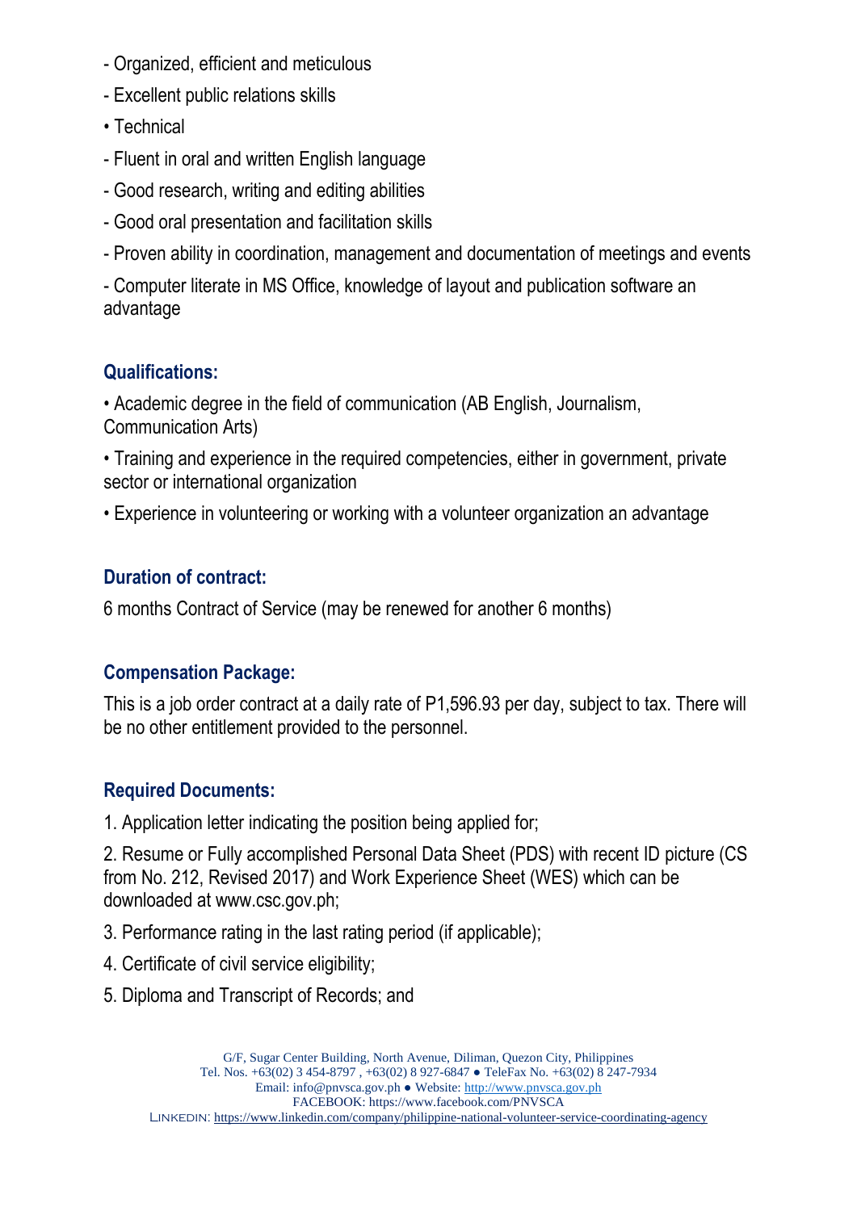- Organized, efficient and meticulous

- Excellent public relations skills

• Technical

- Fluent in oral and written English language

- Good research, writing and editing abilities

- Good oral presentation and facilitation skills

- Proven ability in coordination, management and documentation of meetings and events

- Computer literate in MS Office, knowledge of layout and publication software an advantage

## Qualifications:

• Academic degree in the field of communication (AB English, Journalism, Communication Arts)

• Training and experience in the required competencies, either in government, private sector or international organization

• Experience in volunteering or working with a volunteer organization an advantage

## Duration of contract:

6 months Contract of Service (may be renewed for another 6 months)

## Compensation Package:

This is a job order contract at a daily rate of P1,596.93 per day, subject to tax. There will be no other entitlement provided to the personnel.

## Required Documents:

1. Application letter indicating the position being applied for;

2. Resume or Fully accomplished Personal Data Sheet (PDS) with recent ID picture (CS from No. 212, Revised 2017) and Work Experience Sheet (WES) which can be downloaded at www.csc.gov.ph;

3. Performance rating in the last rating period (if applicable);

4. Certificate of civil service eligibility;

5. Diploma and Transcript of Records; and

G/F, Sugar Center Building, North Avenue, Diliman, Quezon City, Philippines
Tel. Nos. +63(02) 3 454-8797 , +63(02) 8 927-6847 ● TeleFax No. +63(02) 8 247-7934
Email: info@pnvsca.gov.ph ● Website: http://www.pnvsca.gov.ph
FACEBOOK: https://www.facebook.com/PNVSCA
LINKEDIN: https://www.linkedin.com/company/philippine-national-volunteer-service-coordinating-agency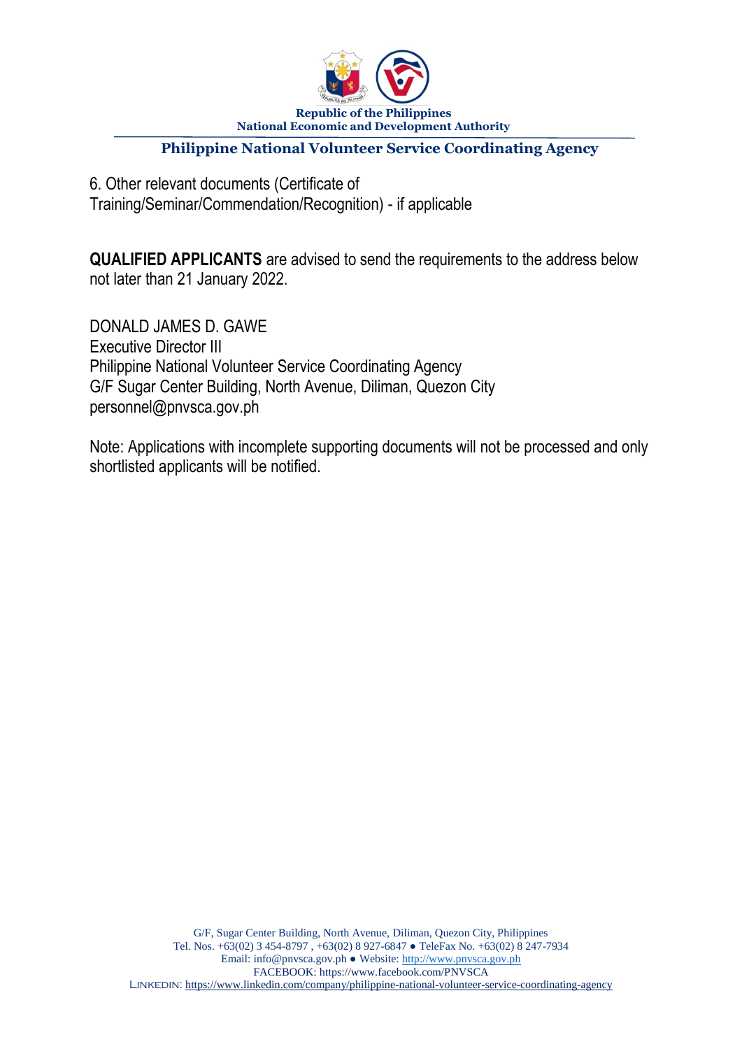6. Other relevant documents (Certificate of Training/Seminar/Commendation/Recognition) - if applicable

**QUALIFIED APPLICANTS** are advised to send the requirements to the address below not later than 21 January 2022.

DONALD JAMES D. GAWE
Executive Director III
Philippine National Volunteer Service Coordinating Agency
G/F Sugar Center Building, North Avenue, Diliman, Quezon City
personnel@pnvsca.gov.ph

Note: Applications with incomplete supporting documents will not be processed and only shortlisted applicants will be notified.